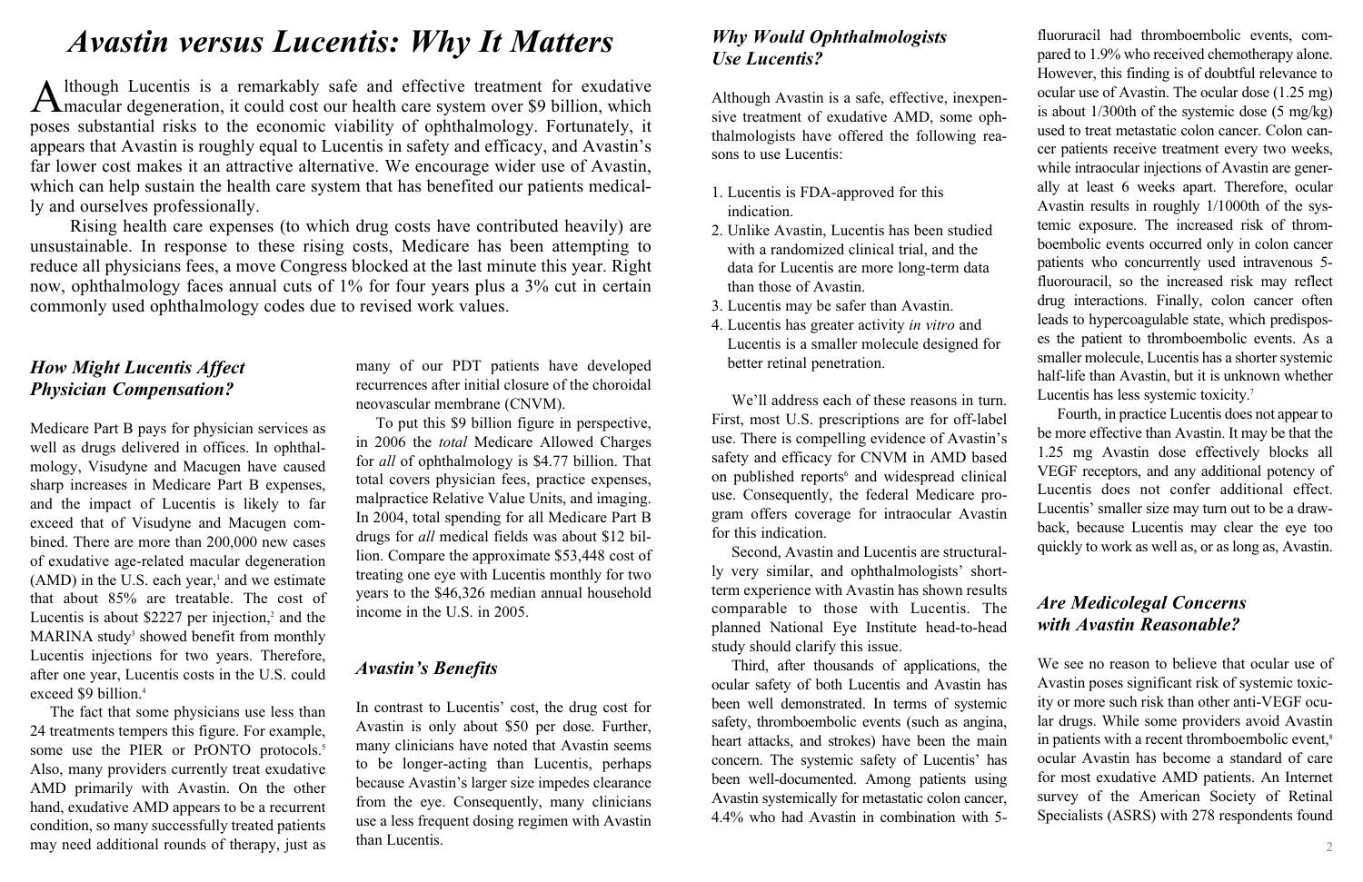# Avastin versus Lucentis: Why It Matters

Although Lucentis is a remarkably safe and effective treatment for exudative macular degeneration, it could cost our health care system over $9 billion, which poses substantial risks to the economic viability of ophthalmology. Fortunately, it appears that Avastin is roughly equal to Lucentis in safety and efficacy, and Avastin's far lower cost makes it an attractive alternative. We encourage wider use of Avastin, which can help sustain the health care system that has benefited our patients medically and ourselves professionally.

Rising health care expenses (to which drug costs have contributed heavily) are unsustainable. In response to these rising costs, Medicare has been attempting to reduce all physicians fees, a move Congress blocked at the last minute this year. Right now, ophthalmology faces annual cuts of 1% for four years plus a 3% cut in certain commonly used ophthalmology codes due to revised work values.

## *How Might Lucentis Affect Physician Compensation?*

Medicare Part B pays for physician services as well as drugs delivered in offices. In ophthalmology, Visudyne and Macugen have caused sharp increases in Medicare Part B expenses, and the impact of Lucentis is likely to far exceed that of Visudyne and Macugen combined. There are more than 200,000 new cases of exudative age-related macular degeneration (AMD) in the U.S. each year,[1] and we estimate that about 85% are treatable. The cost of Lucentis is about $2227 per injection,[2] and the MARINA study[3] showed benefit from monthly Lucentis injections for two years. Therefore, after one year, Lucentis costs in the U.S. could exceed $9 billion.[4]

The fact that some physicians use less than 24 treatments tempers this figure. For example, some use the PIER or PrONTO protocols.[5] Also, many providers currently treat exudative AMD primarily with Avastin. On the other hand, exudative AMD appears to be a recurrent condition, so many successfully treated patients may need additional rounds of therapy, just as many of our PDT patients have developed recurrences after initial closure of the choroidal neovascular membrane (CNVM).

To put this $9 billion figure in perspective, in 2006 the *total* Medicare Allowed Charges for *all* of ophthalmology is $4.77 billion. That total covers physician fees, practice expenses, malpractice Relative Value Units, and imaging. In 2004, total spending for all Medicare Part B drugs for *all* medical fields was about $12 billion. Compare the approximate $53,448 cost of treating one eye with Lucentis monthly for two years to the $46,326 median annual household income in the U.S. in 2005.

## *Avastin's Benefits*

In contrast to Lucentis' cost, the drug cost for Avastin is only about $50 per dose. Further, many clinicians have noted that Avastin seems to be longer-acting than Lucentis, perhaps because Avastin's larger size impedes clearance from the eye. Consequently, many clinicians use a less frequent dosing regimen with Avastin than Lucentis.

## *Why Would Ophthalmologists Use Lucentis?*

Although Avastin is a safe, effective, inexpensive treatment of exudative AMD, some ophthalmologists have offered the following reasons to use Lucentis:

1. Lucentis is FDA-approved for this indication.
2. Unlike Avastin, Lucentis has been studied with a randomized clinical trial, and the data for Lucentis are more long-term data than those of Avastin.
3. Lucentis may be safer than Avastin.
4. Lucentis has greater activity *in vitro* and Lucentis is a smaller molecule designed for better retinal penetration.

We'll address each of these reasons in turn. First, most U.S. prescriptions are for off-label use. There is compelling evidence of Avastin's safety and efficacy for CNVM in AMD based on published reports[6] and widespread clinical use. Consequently, the federal Medicare program offers coverage for intraocular Avastin for this indication.

Second, Avastin and Lucentis are structurally very similar, and ophthalmologists' short-term experience with Avastin has shown results comparable to those with Lucentis. The planned National Eye Institute head-to-head study should clarify this issue.

Third, after thousands of applications, the ocular safety of both Lucentis and Avastin has been well demonstrated. In terms of systemic safety, thromboembolic events (such as angina, heart attacks, and strokes) have been the main concern. The systemic safety of Lucentis' has been well-documented. Among patients using Avastin systemically for metastatic colon cancer, 4.4% who had Avastin in combination with 5-fluoruracil had thromboembolic events, compared to 1.9% who received chemotherapy alone. However, this finding is of doubtful relevance to ocular use of Avastin. The ocular dose (1.25 mg) is about 1/300th of the systemic dose (5 mg/kg) used to treat metastatic colon cancer. Colon cancer patients receive treatment every two weeks, while intraocular injections of Avastin are generally at least 6 weeks apart. Therefore, ocular Avastin results in roughly 1/1000th of the systemic exposure. The increased risk of thromboembolic events occurred only in colon cancer patients who concurrently used intravenous 5-fluorouracil, so the increased risk may reflect drug interactions. Finally, colon cancer often leads to hypercoagulable state, which predisposes the patient to thromboembolic events. As a smaller molecule, Lucentis has a shorter systemic half-life than Avastin, but it is unknown whether Lucentis has less systemic toxicity.[7]

Fourth, in practice Lucentis does not appear to be more effective than Avastin. It may be that the 1.25 mg Avastin dose effectively blocks all VEGF receptors, and any additional potency of Lucentis does not confer additional effect. Lucentis' smaller size may turn out to be a drawback, because Lucentis may clear the eye too quickly to work as well as, or as long as, Avastin.

## *Are Medicolegal Concerns with Avastin Reasonable?*

We see no reason to believe that ocular use of Avastin poses significant risk of systemic toxicity or more such risk than other anti-VEGF ocular drugs. While some providers avoid Avastin in patients with a recent thromboembolic event,[8] ocular Avastin has become a standard of care for most exudative AMD patients. An Internet survey of the American Society of Retinal Specialists (ASRS) with 278 respondents found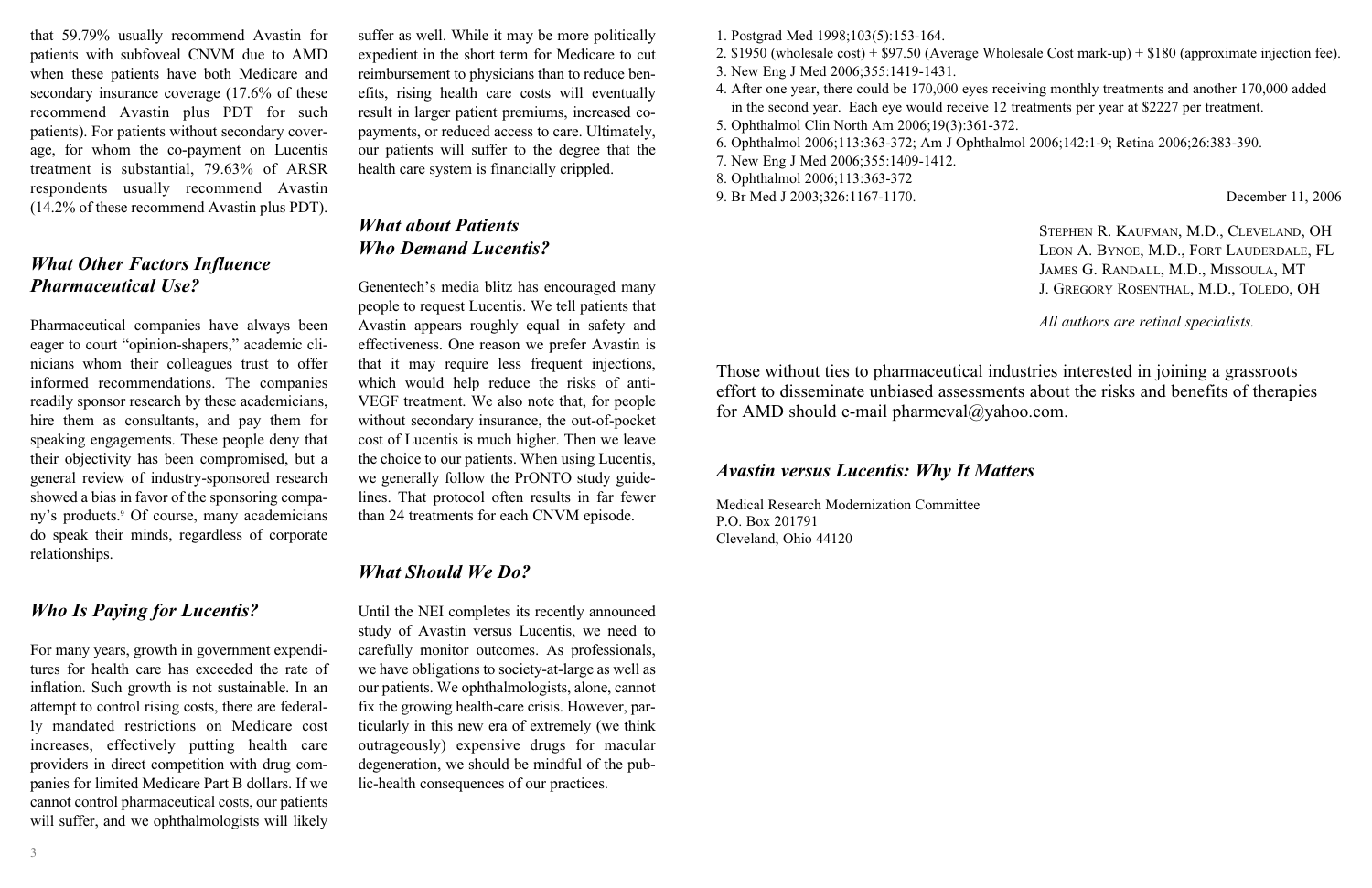that 59.79% usually recommend Avastin for patients with subfoveal CNVM due to AMD when these patients have both Medicare and secondary insurance coverage (17.6% of these recommend Avastin plus PDT for such patients). For patients without secondary coverage, for whom the co-payment on Lucentis treatment is substantial, 79.63% of ARSR respondents usually recommend Avastin (14.2% of these recommend Avastin plus PDT).

## *What Other Factors Influence Pharmaceutical Use?*

Pharmaceutical companies have always been eager to court "opinion-shapers," academic clinicians whom their colleagues trust to offer informed recommendations. The companies readily sponsor research by these academicians, hire them as consultants, and pay them for speaking engagements. These people deny that their objectivity has been compromised, but a general review of industry-sponsored research showed a bias in favor of the sponsoring company's products.[9] Of course, many academicians do speak their minds, regardless of corporate relationships.

## *Who Is Paying for Lucentis?*

For many years, growth in government expenditures for health care has exceeded the rate of inflation. Such growth is not sustainable. In an attempt to control rising costs, there are federally mandated restrictions on Medicare cost increases, effectively putting health care providers in direct competition with drug companies for limited Medicare Part B dollars. If we cannot control pharmaceutical costs, our patients will suffer, and we ophthalmologists will likely suffer as well. While it may be more politically expedient in the short term for Medicare to cut reimbursement to physicians than to reduce benefits, rising health care costs will eventually result in larger patient premiums, increased co-payments, or reduced access to care. Ultimately, our patients will suffer to the degree that the health care system is financially crippled.

## *What about Patients Who Demand Lucentis?*

Genentech's media blitz has encouraged many people to request Lucentis. We tell patients that Avastin appears roughly equal in safety and effectiveness. One reason we prefer Avastin is that it may require less frequent injections, which would help reduce the risks of anti-VEGF treatment. We also note that, for people without secondary insurance, the out-of-pocket cost of Lucentis is much higher. Then we leave the choice to our patients. When using Lucentis, we generally follow the PrONTO study guidelines. That protocol often results in far fewer than 24 treatments for each CNVM episode.

## *What Should We Do?*

Until the NEI completes its recently announced study of Avastin versus Lucentis, we need to carefully monitor outcomes. As professionals, we have obligations to society-at-large as well as our patients. We ophthalmologists, alone, cannot fix the growing health-care crisis. However, particularly in this new era of extremely (we think outrageously) expensive drugs for macular degeneration, we should be mindful of the public-health consequences of our practices.

1. Postgrad Med 1998;103(5):153-164.
2. $1950 (wholesale cost) + $97.50 (Average Wholesale Cost mark-up) + $180 (approximate injection fee).
3. New Eng J Med 2006;355:1419-1431.
4. After one year, there could be 170,000 eyes receiving monthly treatments and another 170,000 added in the second year. Each eye would receive 12 treatments per year at $2227 per treatment.
5. Ophthalmol Clin North Am 2006;19(3):361-372.
6. Ophthalmol 2006;113:363-372; Am J Ophthalmol 2006;142:1-9; Retina 2006;26:383-390.
7. New Eng J Med 2006;355:1409-1412.
8. Ophthalmol 2006;113:363-372
9. Br Med J 2003;326:1167-1170.

December 11, 2006

Stephen R. Kaufman, M.D., Cleveland, OH
Leon A. Bynoe, M.D., Fort Lauderdale, FL
James G. Randall, M.D., Missoula, MT
J. Gregory Rosenthal, M.D., Toledo, OH

*All authors are retinal specialists.*

Those without ties to pharmaceutical industries interested in joining a grassroots effort to disseminate unbiased assessments about the risks and benefits of therapies for AMD should e-mail pharmeval@yahoo.com.

## *Avastin versus Lucentis: Why It Matters*

Medical Research Modernization Committee
P.O. Box 201791
Cleveland, Ohio 44120